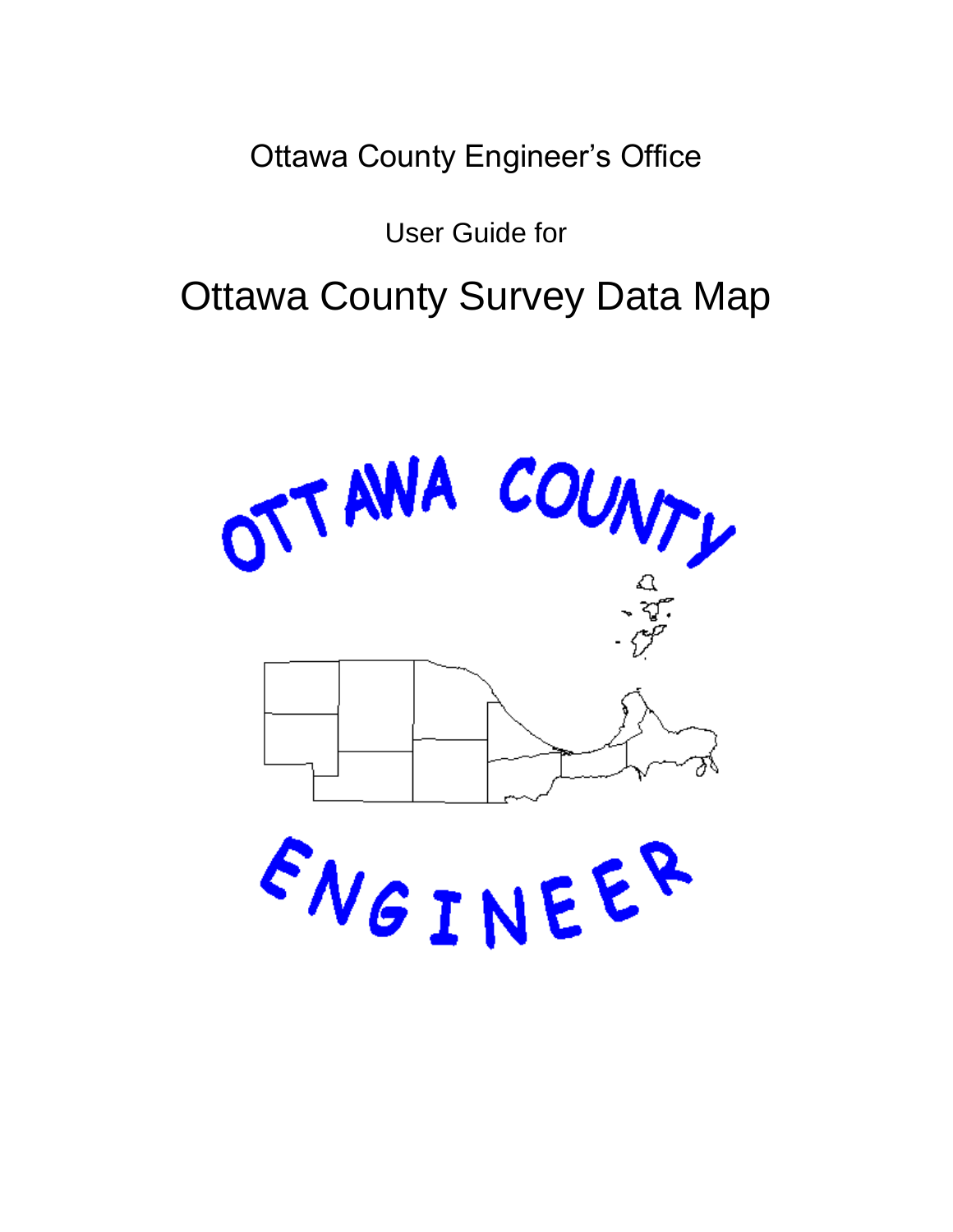Ottawa County Engineer's Office

User Guide for

# Ottawa County Survey Data Map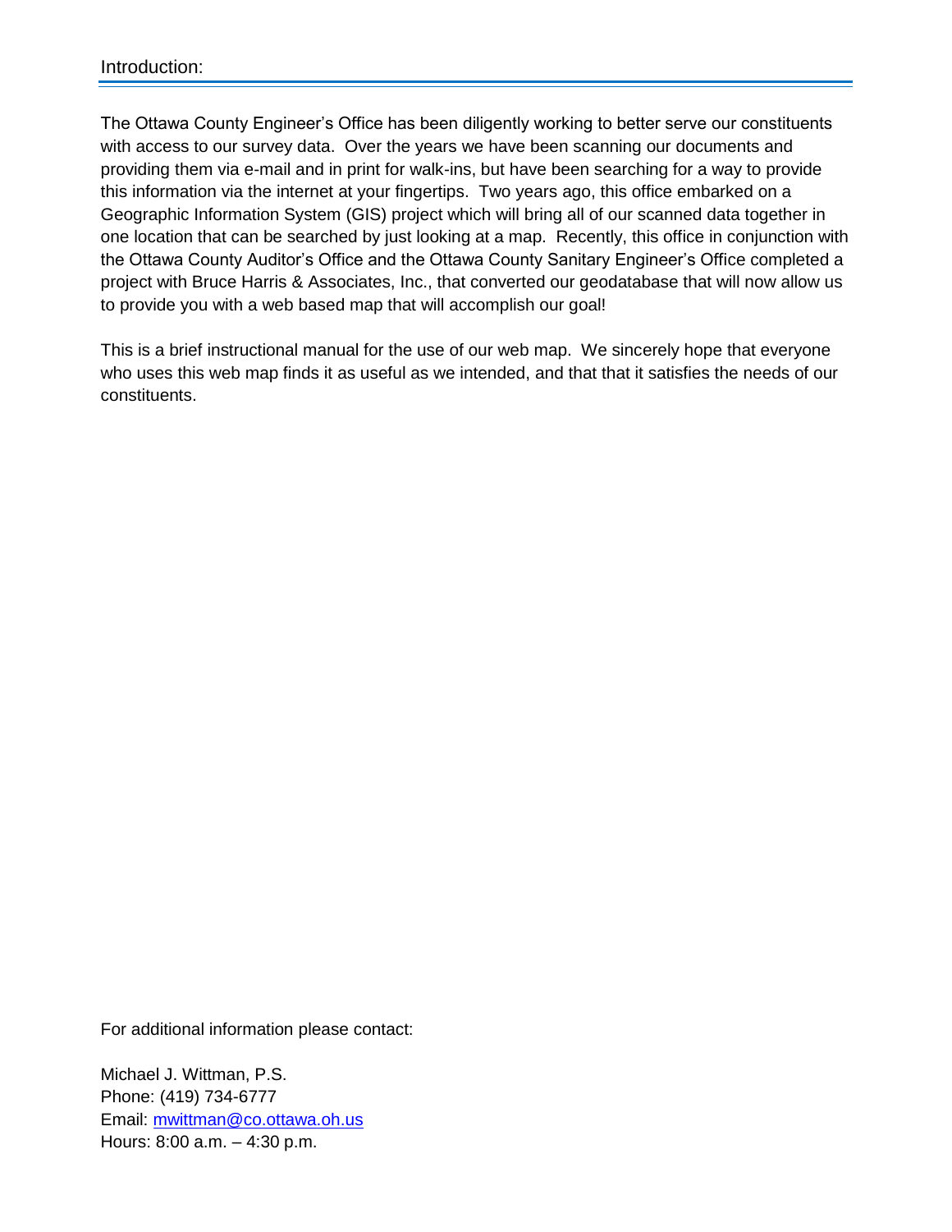## Introduction:

The Ottawa County Engineer's Office has been diligently working to better serve our constituents with access to our survey data. Over the years we have been scanning our documents and providing them via e-mail and in print for walk-ins, but have been searching for a way to provide this information via the internet at your fingertips. Two years ago, this office embarked on a Geographic Information System (GIS) project which will bring all of our scanned data together in one location that can be searched by just looking at a map. Recently, this office in conjunction with the Ottawa County Auditor's Office and the Ottawa County Sanitary Engineer's Office completed a project with Bruce Harris & Associates, Inc., that converted our geodatabase that will now allow us to provide you with a web based map that will accomplish our goal!

This is a brief instructional manual for the use of our web map. We sincerely hope that everyone who uses this web map finds it as useful as we intended, and that that it satisfies the needs of our constituents.

For additional information please contact:

Michael J. Wittman, P.S.
Phone: (419) 734-6777
Email: mwittman@co.ottawa.oh.us
Hours: 8:00 a.m. – 4:30 p.m.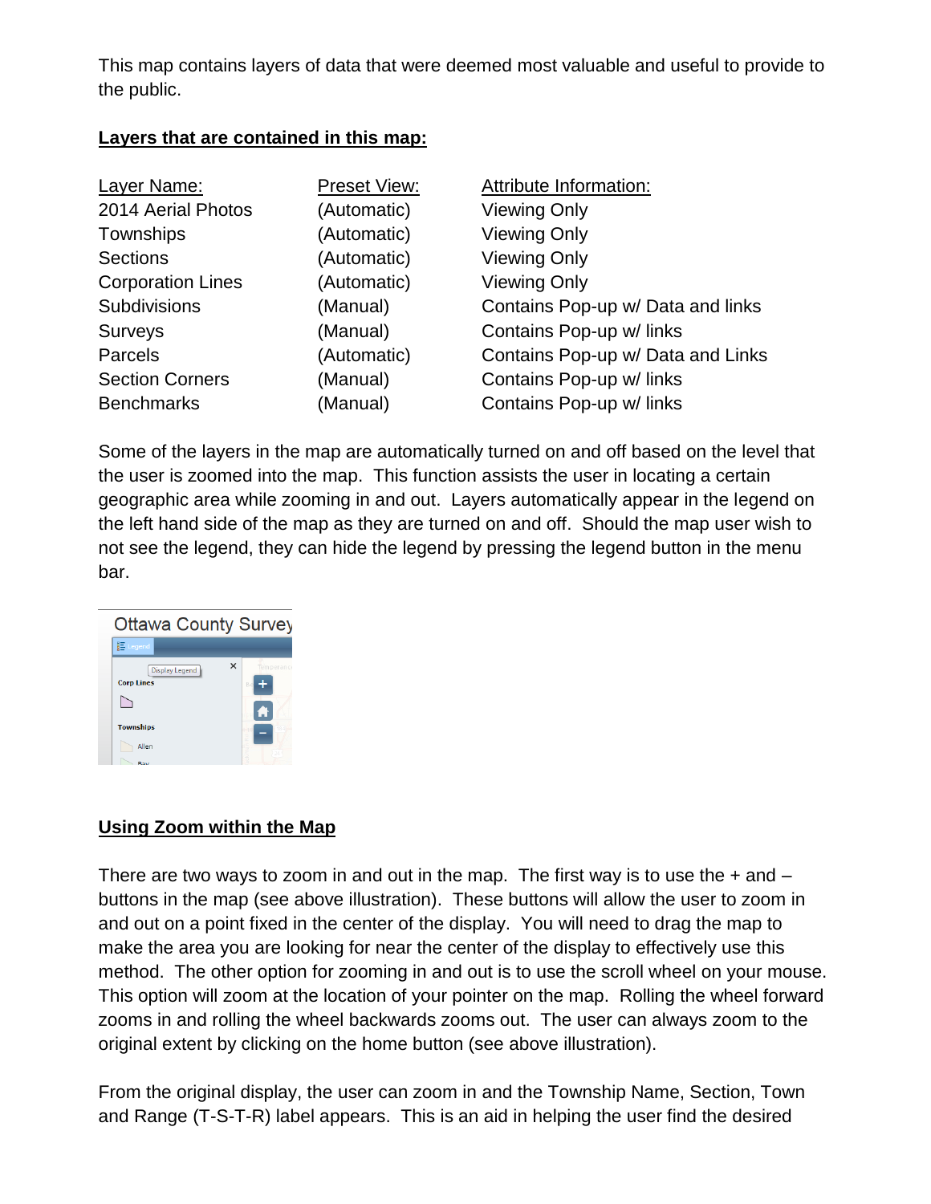This map contains layers of data that were deemed most valuable and useful to provide to the public.

**Layers that are contained in this map:**

| Layer Name: | Preset View: | Attribute Information: |
|---|---|---|
| 2014 Aerial Photos | (Automatic) | Viewing Only |
| Townships | (Automatic) | Viewing Only |
| Sections | (Automatic) | Viewing Only |
| Corporation Lines | (Automatic) | Viewing Only |
| Subdivisions | (Manual) | Contains Pop-up w/ Data and links |
| Surveys | (Manual) | Contains Pop-up w/ links |
| Parcels | (Automatic) | Contains Pop-up w/ Data and Links |
| Section Corners | (Manual) | Contains Pop-up w/ links |
| Benchmarks | (Manual) | Contains Pop-up w/ links |

Some of the layers in the map are automatically turned on and off based on the level that the user is zoomed into the map. This function assists the user in locating a certain geographic area while zooming in and out. Layers automatically appear in the legend on the left hand side of the map as they are turned on and off. Should the map user wish to not see the legend, they can hide the legend by pressing the legend button in the menu bar.

**Using Zoom within the Map**

There are two ways to zoom in and out in the map. The first way is to use the + and – buttons in the map (see above illustration). These buttons will allow the user to zoom in and out on a point fixed in the center of the display. You will need to drag the map to make the area you are looking for near the center of the display to effectively use this method. The other option for zooming in and out is to use the scroll wheel on your mouse. This option will zoom at the location of your pointer on the map. Rolling the wheel forward zooms in and rolling the wheel backwards zooms out. The user can always zoom to the original extent by clicking on the home button (see above illustration).

From the original display, the user can zoom in and the Township Name, Section, Town and Range (T-S-T-R) label appears. This is an aid in helping the user find the desired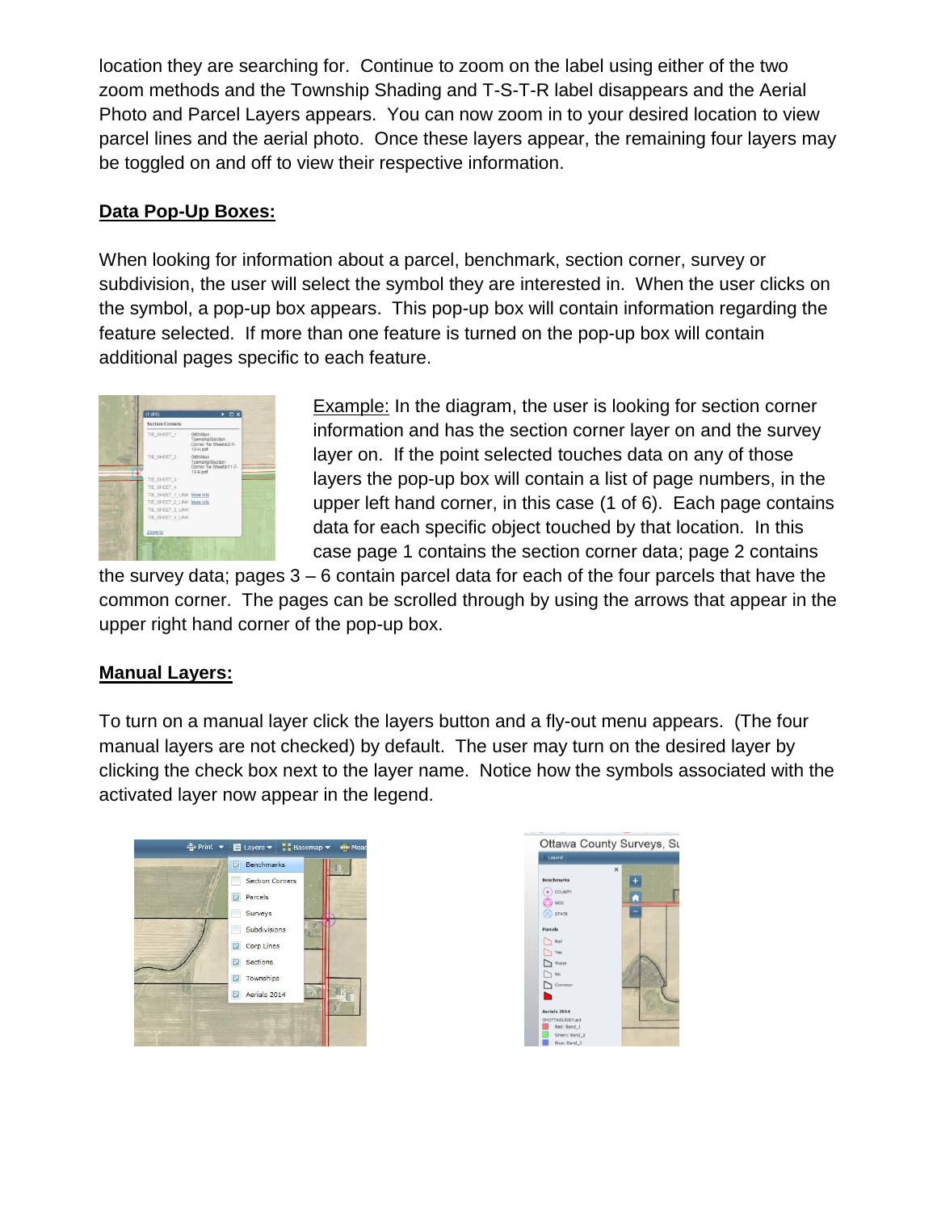location they are searching for. Continue to zoom on the label using either of the two zoom methods and the Township Shading and T-S-T-R label disappears and the Aerial Photo and Parcel Layers appears. You can now zoom in to your desired location to view parcel lines and the aerial photo. Once these layers appear, the remaining four layers may be toggled on and off to view their respective information.

## Data Pop-Up Boxes:

When looking for information about a parcel, benchmark, section corner, survey or subdivision, the user will select the symbol they are interested in. When the user clicks on the symbol, a pop-up box appears. This pop-up box will contain information regarding the feature selected. If more than one feature is turned on the pop-up box will contain additional pages specific to each feature.

Example: In the diagram, the user is looking for section corner information and has the section corner layer on and the survey layer on. If the point selected touches data on any of those layers the pop-up box will contain a list of page numbers, in the upper left hand corner, in this case (1 of 6). Each page contains data for each specific object touched by that location. In this case page 1 contains the section corner data; page 2 contains the survey data; pages 3 – 6 contain parcel data for each of the four parcels that have the common corner. The pages can be scrolled through by using the arrows that appear in the upper right hand corner of the pop-up box.

## Manual Layers:

To turn on a manual layer click the layers button and a fly-out menu appears. (The four manual layers are not checked) by default. The user may turn on the desired layer by clicking the check box next to the layer name. Notice how the symbols associated with the activated layer now appear in the legend.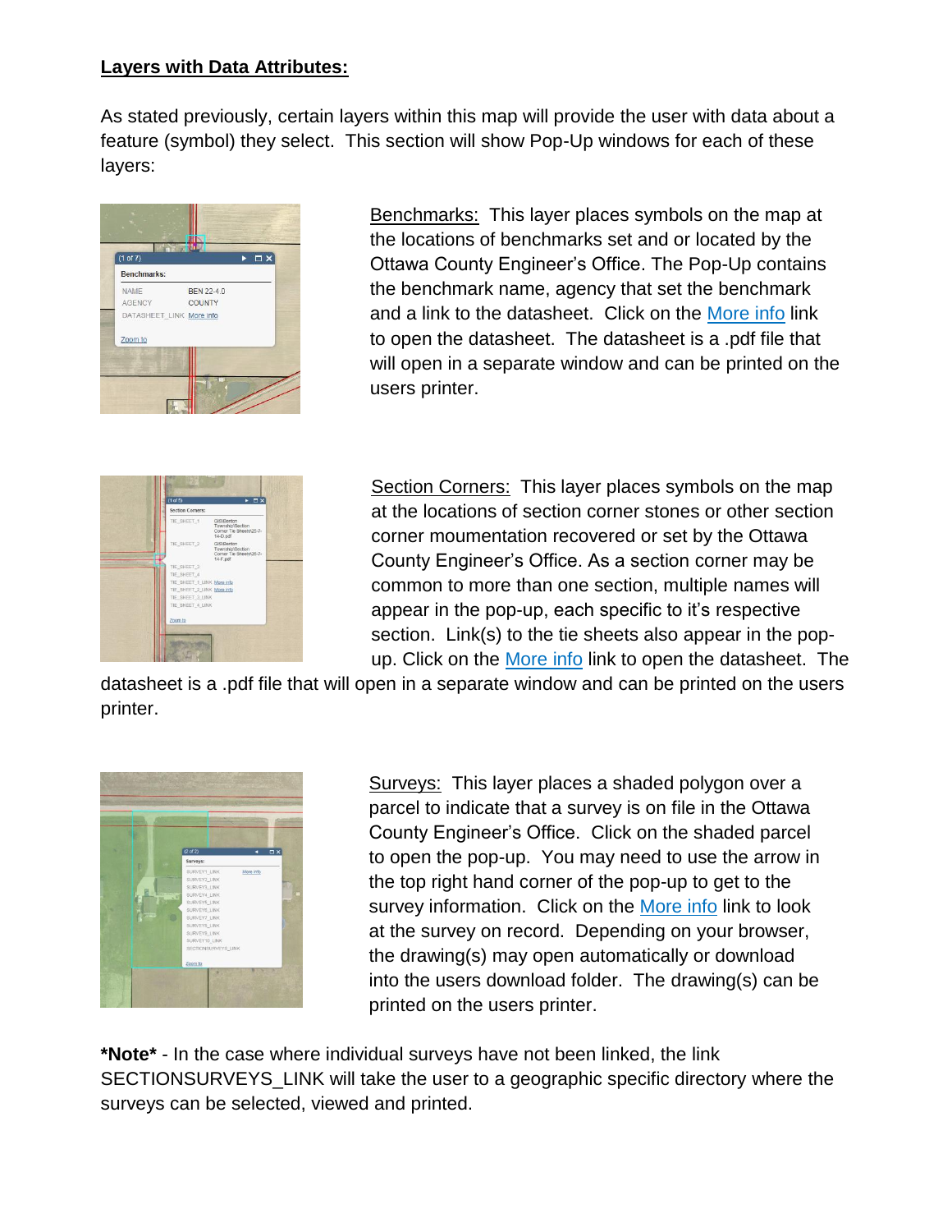**Layers with Data Attributes:**

As stated previously, certain layers within this map will provide the user with data about a feature (symbol) they select. This section will show Pop-Up windows for each of these layers:

Benchmarks: This layer places symbols on the map at the locations of benchmarks set and or located by the Ottawa County Engineer's Office. The Pop-Up contains the benchmark name, agency that set the benchmark and a link to the datasheet. Click on the More info link to open the datasheet. The datasheet is a .pdf file that will open in a separate window and can be printed on the users printer.

Section Corners: This layer places symbols on the map at the locations of section corner stones or other section corner moumentation recovered or set by the Ottawa County Engineer's Office. As a section corner may be common to more than one section, multiple names will appear in the pop-up, each specific to it's respective section. Link(s) to the tie sheets also appear in the pop-up. Click on the More info link to open the datasheet. The datasheet is a .pdf file that will open in a separate window and can be printed on the users printer.

Surveys: This layer places a shaded polygon over a parcel to indicate that a survey is on file in the Ottawa County Engineer's Office. Click on the shaded parcel to open the pop-up. You may need to use the arrow in the top right hand corner of the pop-up to get to the survey information. Click on the More info link to look at the survey on record. Depending on your browser, the drawing(s) may open automatically or download into the users download folder. The drawing(s) can be printed on the users printer.

**\*Note\*** - In the case where individual surveys have not been linked, the link SECTIONSURVEYS_LINK will take the user to a geographic specific directory where the surveys can be selected, viewed and printed.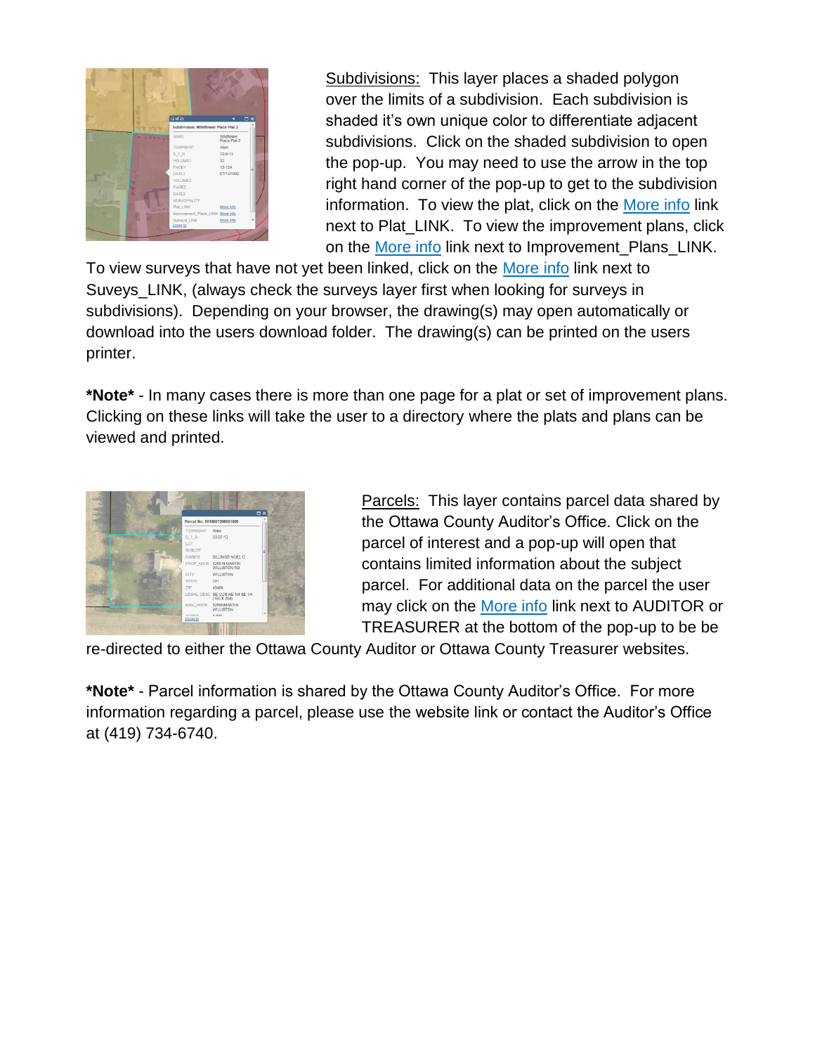Subdivisions: This layer places a shaded polygon over the limits of a subdivision. Each subdivision is shaded it's own unique color to differentiate adjacent subdivisions. Click on the shaded subdivision to open the pop-up. You may need to use the arrow in the top right hand corner of the pop-up to get to the subdivision information. To view the plat, click on the More info link next to Plat_LINK. To view the improvement plans, click on the More info link next to Improvement_Plans_LINK. To view surveys that have not yet been linked, click on the More info link next to Suveys_LINK, (always check the surveys layer first when looking for surveys in subdivisions). Depending on your browser, the drawing(s) may open automatically or download into the users download folder. The drawing(s) can be printed on the users printer.

**\*Note\*** - In many cases there is more than one page for a plat or set of improvement plans. Clicking on these links will take the user to a directory where the plats and plans can be viewed and printed.

Parcels: This layer contains parcel data shared by the Ottawa County Auditor's Office. Click on the parcel of interest and a pop-up will open that contains limited information about the subject parcel. For additional data on the parcel the user may click on the More info link next to AUDITOR or TREASURER at the bottom of the pop-up to be be re-directed to either the Ottawa County Auditor or Ottawa County Treasurer websites.

**\*Note\*** - Parcel information is shared by the Ottawa County Auditor's Office. For more information regarding a parcel, please use the website link or contact the Auditor's Office at (419) 734-6740.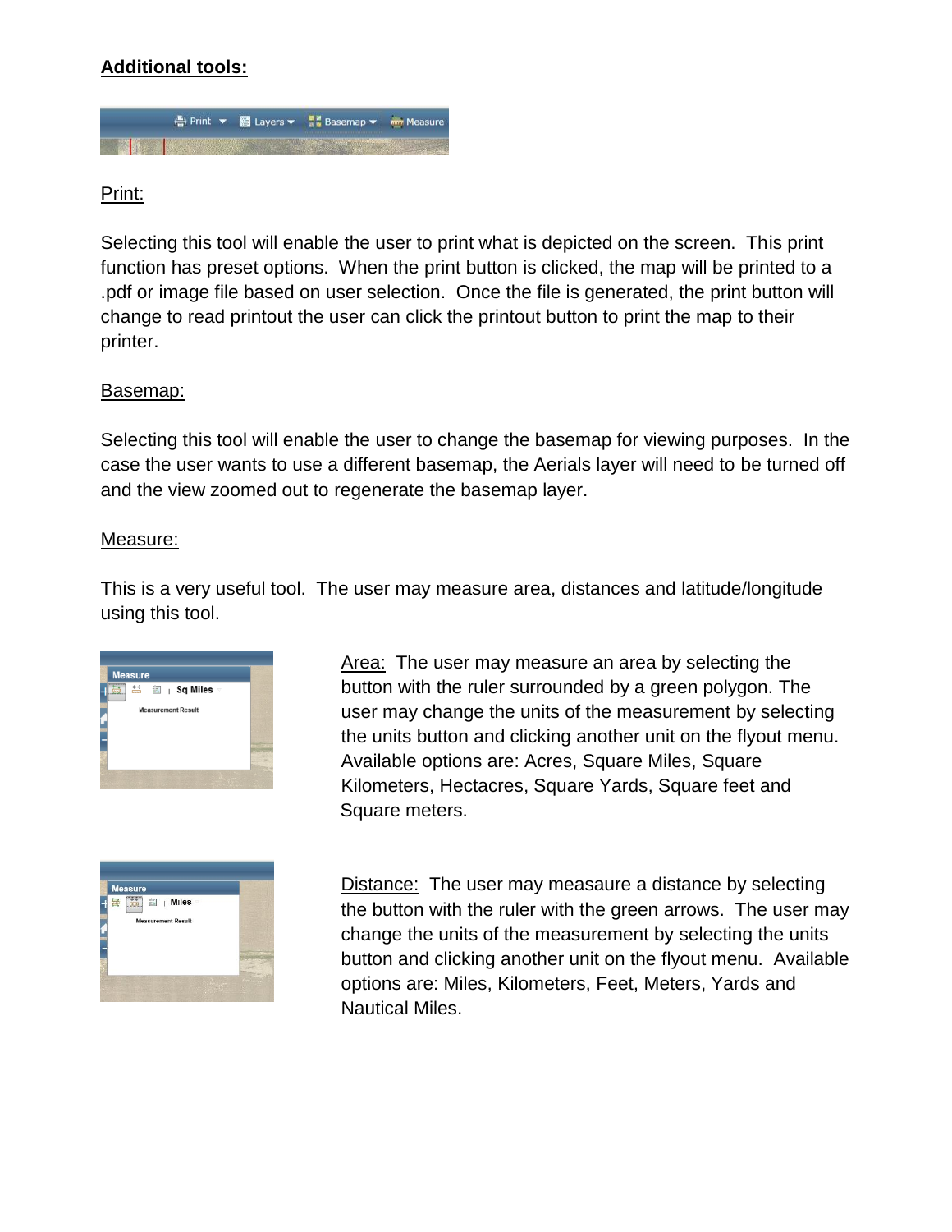**Additional tools:**

Print:

Selecting this tool will enable the user to print what is depicted on the screen. This print function has preset options. When the print button is clicked, the map will be printed to a .pdf or image file based on user selection. Once the file is generated, the print button will change to read printout the user can click the printout button to print the map to their printer.

Basemap:

Selecting this tool will enable the user to change the basemap for viewing purposes. In the case the user wants to use a different basemap, the Aerials layer will need to be turned off and the view zoomed out to regenerate the basemap layer.

Measure:

This is a very useful tool. The user may measure area, distances and latitude/longitude using this tool.

Area: The user may measure an area by selecting the button with the ruler surrounded by a green polygon. The user may change the units of the measurement by selecting the units button and clicking another unit on the flyout menu. Available options are: Acres, Square Miles, Square Kilometers, Hectacres, Square Yards, Square feet and Square meters.

Distance: The user may measaure a distance by selecting the button with the ruler with the green arrows. The user may change the units of the measurement by selecting the units button and clicking another unit on the flyout menu. Available options are: Miles, Kilometers, Feet, Meters, Yards and Nautical Miles.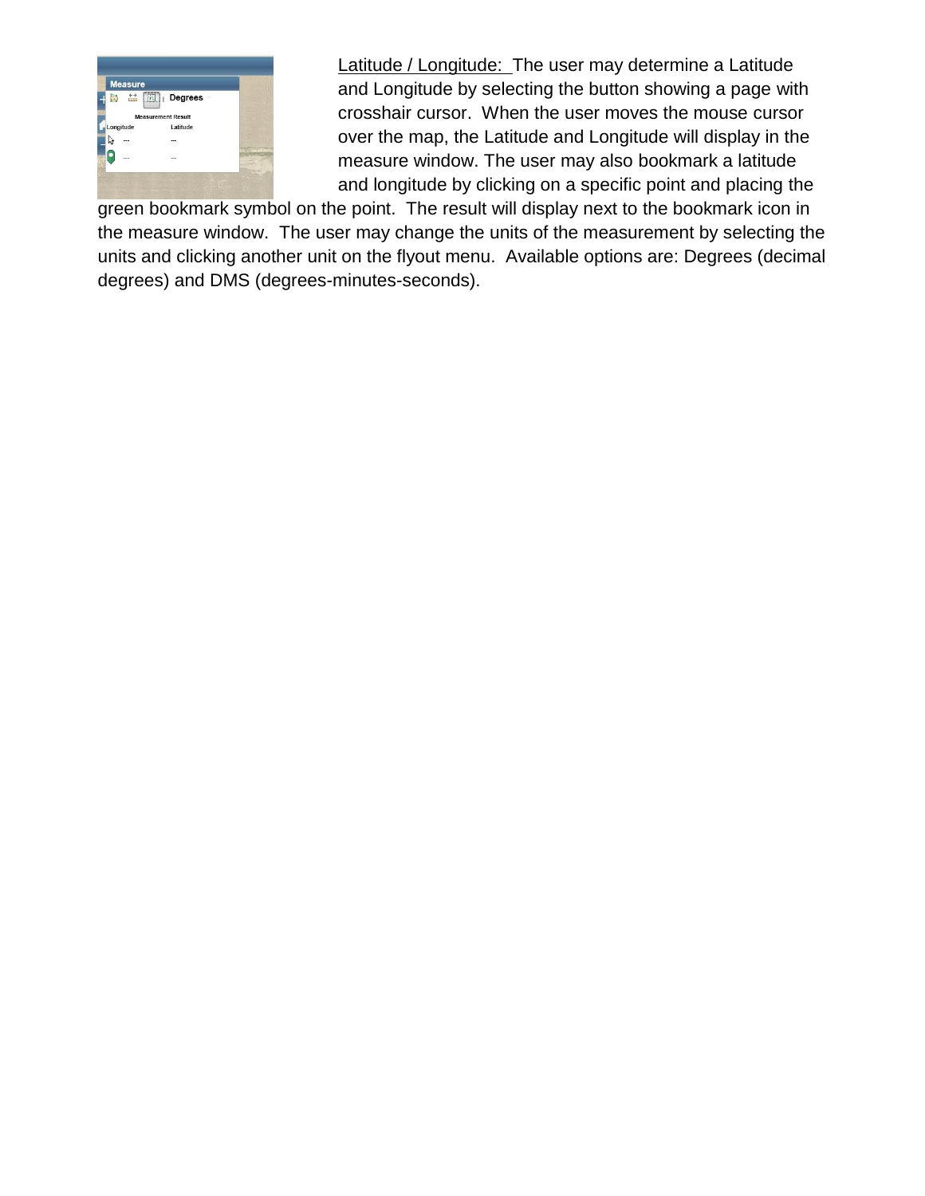<u>Latitude / Longitude:</u> The user may determine a Latitude and Longitude by selecting the button showing a page with crosshair cursor. When the user moves the mouse cursor over the map, the Latitude and Longitude will display in the measure window. The user may also bookmark a latitude and longitude by clicking on a specific point and placing the green bookmark symbol on the point. The result will display next to the bookmark icon in the measure window. The user may change the units of the measurement by selecting the units and clicking another unit on the flyout menu. Available options are: Degrees (decimal degrees) and DMS (degrees-minutes-seconds).